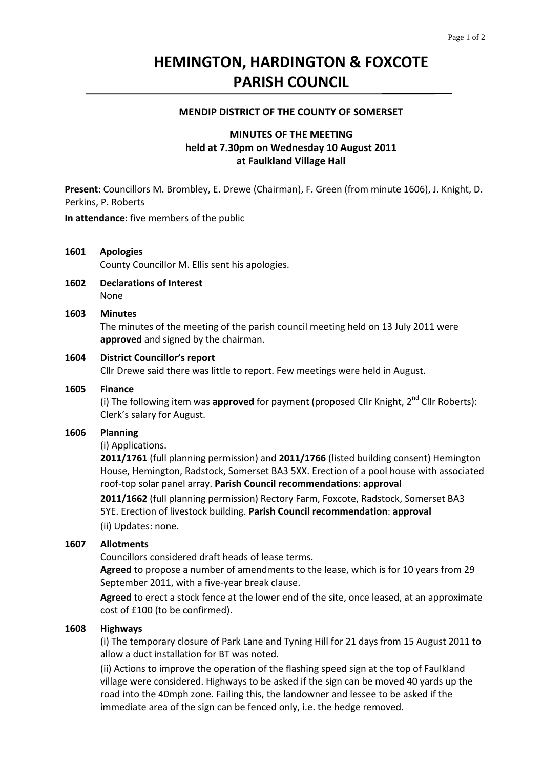# HEMINGTON, HARDINGTON & FOXCOTE PARISH COUNCIL

**MENDIP DISTRICT OF THE COUNTY OF SOMERSET**

**MINUTES OF THE MEETING**
**held at 7.30pm on Wednesday 10 August 2011**
**at Faulkland Village Hall**

**Present**: Councillors M. Brombley, E. Drewe (Chairman), F. Green (from minute 1606), J. Knight, D. Perkins, P. Roberts

**In attendance**: five members of the public

**1601 Apologies**
County Councillor M. Ellis sent his apologies.

**1602 Declarations of Interest**
None

**1603 Minutes**
The minutes of the meeting of the parish council meeting held on 13 July 2011 were **approved** and signed by the chairman.

**1604 District Councillor's report**
Cllr Drewe said there was little to report. Few meetings were held in August.

**1605 Finance**
(i) The following item was **approved** for payment (proposed Cllr Knight, 2nd Cllr Roberts): Clerk's salary for August.

**1606 Planning**
(i) Applications.

**2011/1761** (full planning permission) and **2011/1766** (listed building consent) Hemington House, Hemington, Radstock, Somerset BA3 5XX. Erection of a pool house with associated roof-top solar panel array. **Parish Council recommendations**: **approval**

**2011/1662** (full planning permission) Rectory Farm, Foxcote, Radstock, Somerset BA3 5YE. Erection of livestock building. **Parish Council recommendation**: **approval**

(ii) Updates: none.

**1607 Allotments**
Councillors considered draft heads of lease terms.

**Agreed** to propose a number of amendments to the lease, which is for 10 years from 29 September 2011, with a five-year break clause.

**Agreed** to erect a stock fence at the lower end of the site, once leased, at an approximate cost of £100 (to be confirmed).

**1608 Highways**
(i) The temporary closure of Park Lane and Tyning Hill for 21 days from 15 August 2011 to allow a duct installation for BT was noted.

(ii) Actions to improve the operation of the flashing speed sign at the top of Faulkland village were considered. Highways to be asked if the sign can be moved 40 yards up the road into the 40mph zone. Failing this, the landowner and lessee to be asked if the immediate area of the sign can be fenced only, i.e. the hedge removed.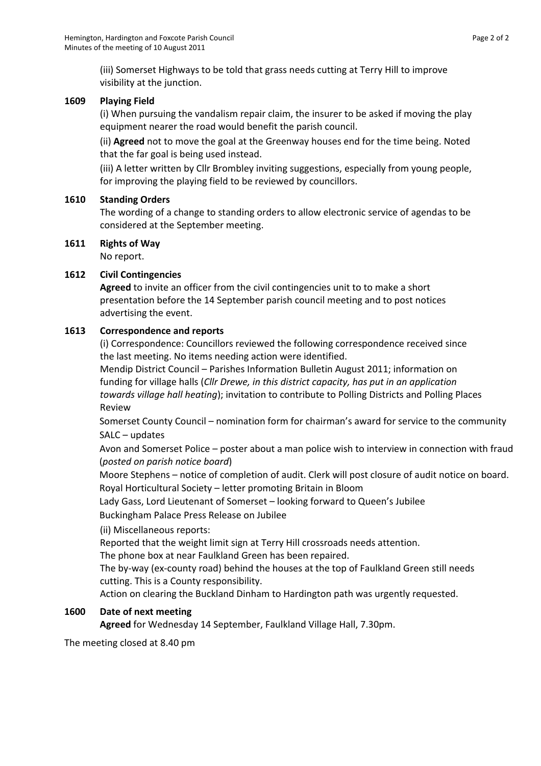(iii) Somerset Highways to be told that grass needs cutting at Terry Hill to improve visibility at the junction.

**1609 Playing Field**

(i) When pursuing the vandalism repair claim, the insurer to be asked if moving the play equipment nearer the road would benefit the parish council.

(ii) **Agreed** not to move the goal at the Greenway houses end for the time being. Noted that the far goal is being used instead.

(iii) A letter written by Cllr Brombley inviting suggestions, especially from young people, for improving the playing field to be reviewed by councillors.

**1610 Standing Orders**

The wording of a change to standing orders to allow electronic service of agendas to be considered at the September meeting.

**1611 Rights of Way**

No report.

**1612 Civil Contingencies**

**Agreed** to invite an officer from the civil contingencies unit to to make a short presentation before the 14 September parish council meeting and to post notices advertising the event.

**1613 Correspondence and reports**

(i) Correspondence: Councillors reviewed the following correspondence received since the last meeting. No items needing action were identified.

Mendip District Council – Parishes Information Bulletin August 2011; information on funding for village halls (*Cllr Drewe, in this district capacity, has put in an application towards village hall heating*); invitation to contribute to Polling Districts and Polling Places Review

Somerset County Council – nomination form for chairman's award for service to the community

SALC – updates

Avon and Somerset Police – poster about a man police wish to interview in connection with fraud (*posted on parish notice board*)

Moore Stephens – notice of completion of audit. Clerk will post closure of audit notice on board.

Royal Horticultural Society – letter promoting Britain in Bloom

Lady Gass, Lord Lieutenant of Somerset – looking forward to Queen's Jubilee

Buckingham Palace Press Release on Jubilee

(ii) Miscellaneous reports:

Reported that the weight limit sign at Terry Hill crossroads needs attention.

The phone box at near Faulkland Green has been repaired.

The by-way (ex-county road) behind the houses at the top of Faulkland Green still needs cutting. This is a County responsibility.

Action on clearing the Buckland Dinham to Hardington path was urgently requested.

**1600 Date of next meeting**

**Agreed** for Wednesday 14 September, Faulkland Village Hall, 7.30pm.

The meeting closed at 8.40 pm